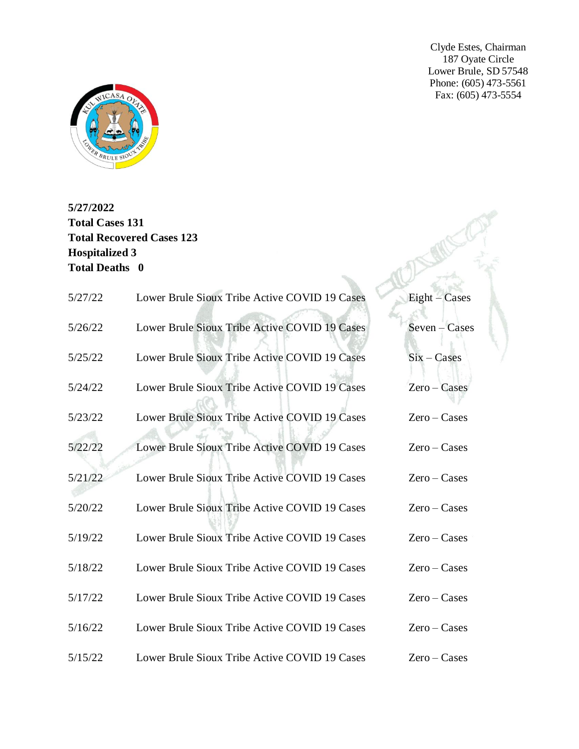Clyde Estes, Chairman
187 Oyate Circle
Lower Brule, SD 57548
Phone: (605) 473-5561
Fax: (605) 473-5554

**5/27/2022**
**Total Cases 131**
**Total Recovered Cases 123**
**Hospitalized 3**
**Total Deaths 0**

| | | |
|---|---|---|
| 5/27/22 | Lower Brule Sioux Tribe Active COVID 19 Cases | Eight – Cases |
| 5/26/22 | Lower Brule Sioux Tribe Active COVID 19 Cases | Seven – Cases |
| 5/25/22 | Lower Brule Sioux Tribe Active COVID 19 Cases | Six – Cases |
| 5/24/22 | Lower Brule Sioux Tribe Active COVID 19 Cases | Zero – Cases |
| 5/23/22 | Lower Brule Sioux Tribe Active COVID 19 Cases | Zero – Cases |
| 5/22/22 | Lower Brule Sioux Tribe Active COVID 19 Cases | Zero – Cases |
| 5/21/22 | Lower Brule Sioux Tribe Active COVID 19 Cases | Zero – Cases |
| 5/20/22 | Lower Brule Sioux Tribe Active COVID 19 Cases | Zero – Cases |
| 5/19/22 | Lower Brule Sioux Tribe Active COVID 19 Cases | Zero – Cases |
| 5/18/22 | Lower Brule Sioux Tribe Active COVID 19 Cases | Zero – Cases |
| 5/17/22 | Lower Brule Sioux Tribe Active COVID 19 Cases | Zero – Cases |
| 5/16/22 | Lower Brule Sioux Tribe Active COVID 19 Cases | Zero – Cases |
| 5/15/22 | Lower Brule Sioux Tribe Active COVID 19 Cases | Zero – Cases |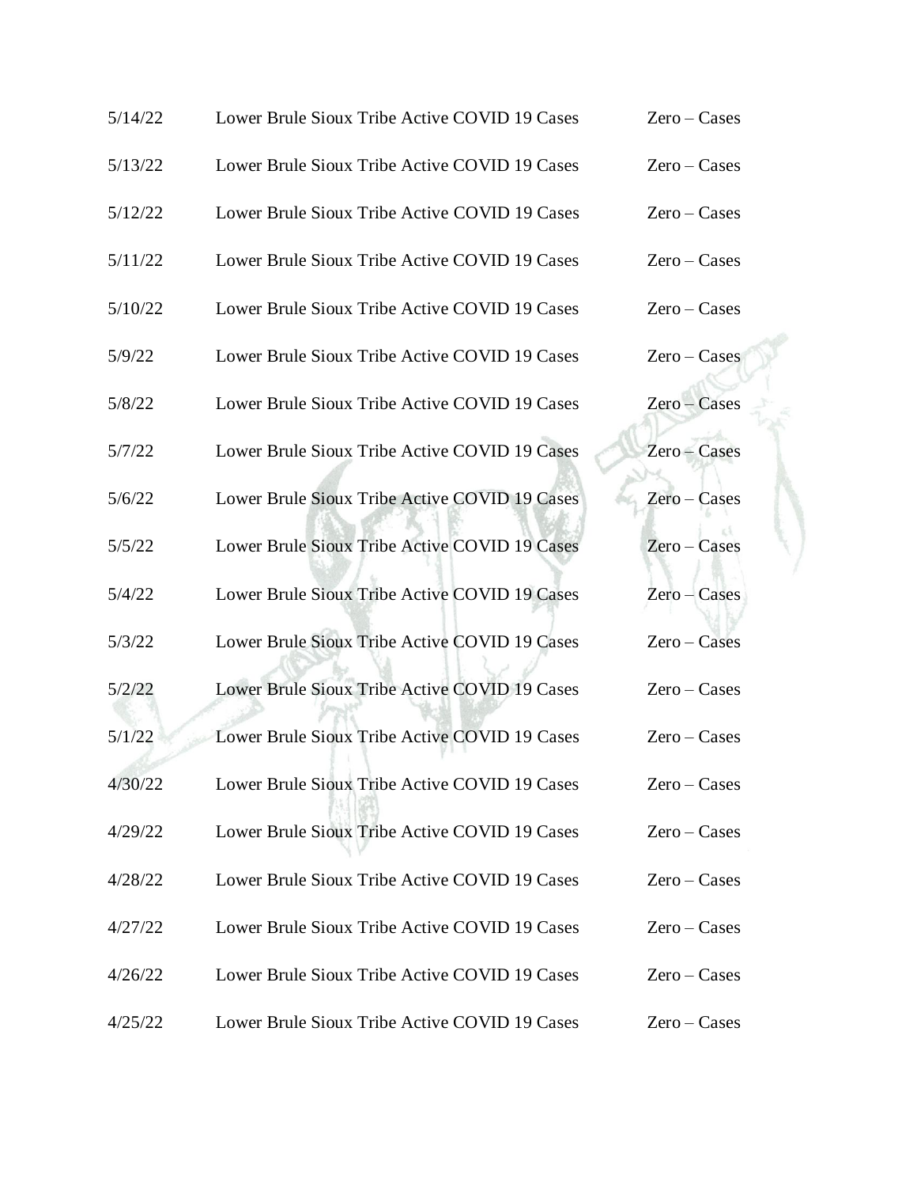| | | |
|---|---|---|
| 5/14/22 | Lower Brule Sioux Tribe Active COVID 19 Cases | Zero – Cases |
| 5/13/22 | Lower Brule Sioux Tribe Active COVID 19 Cases | Zero – Cases |
| 5/12/22 | Lower Brule Sioux Tribe Active COVID 19 Cases | Zero – Cases |
| 5/11/22 | Lower Brule Sioux Tribe Active COVID 19 Cases | Zero – Cases |
| 5/10/22 | Lower Brule Sioux Tribe Active COVID 19 Cases | Zero – Cases |
| 5/9/22 | Lower Brule Sioux Tribe Active COVID 19 Cases | Zero – Cases |
| 5/8/22 | Lower Brule Sioux Tribe Active COVID 19 Cases | Zero – Cases |
| 5/7/22 | Lower Brule Sioux Tribe Active COVID 19 Cases | Zero – Cases |
| 5/6/22 | Lower Brule Sioux Tribe Active COVID 19 Cases | Zero – Cases |
| 5/5/22 | Lower Brule Sioux Tribe Active COVID 19 Cases | Zero – Cases |
| 5/4/22 | Lower Brule Sioux Tribe Active COVID 19 Cases | Zero – Cases |
| 5/3/22 | Lower Brule Sioux Tribe Active COVID 19 Cases | Zero – Cases |
| 5/2/22 | Lower Brule Sioux Tribe Active COVID 19 Cases | Zero – Cases |
| 5/1/22 | Lower Brule Sioux Tribe Active COVID 19 Cases | Zero – Cases |
| 4/30/22 | Lower Brule Sioux Tribe Active COVID 19 Cases | Zero – Cases |
| 4/29/22 | Lower Brule Sioux Tribe Active COVID 19 Cases | Zero – Cases |
| 4/28/22 | Lower Brule Sioux Tribe Active COVID 19 Cases | Zero – Cases |
| 4/27/22 | Lower Brule Sioux Tribe Active COVID 19 Cases | Zero – Cases |
| 4/26/22 | Lower Brule Sioux Tribe Active COVID 19 Cases | Zero – Cases |
| 4/25/22 | Lower Brule Sioux Tribe Active COVID 19 Cases | Zero – Cases |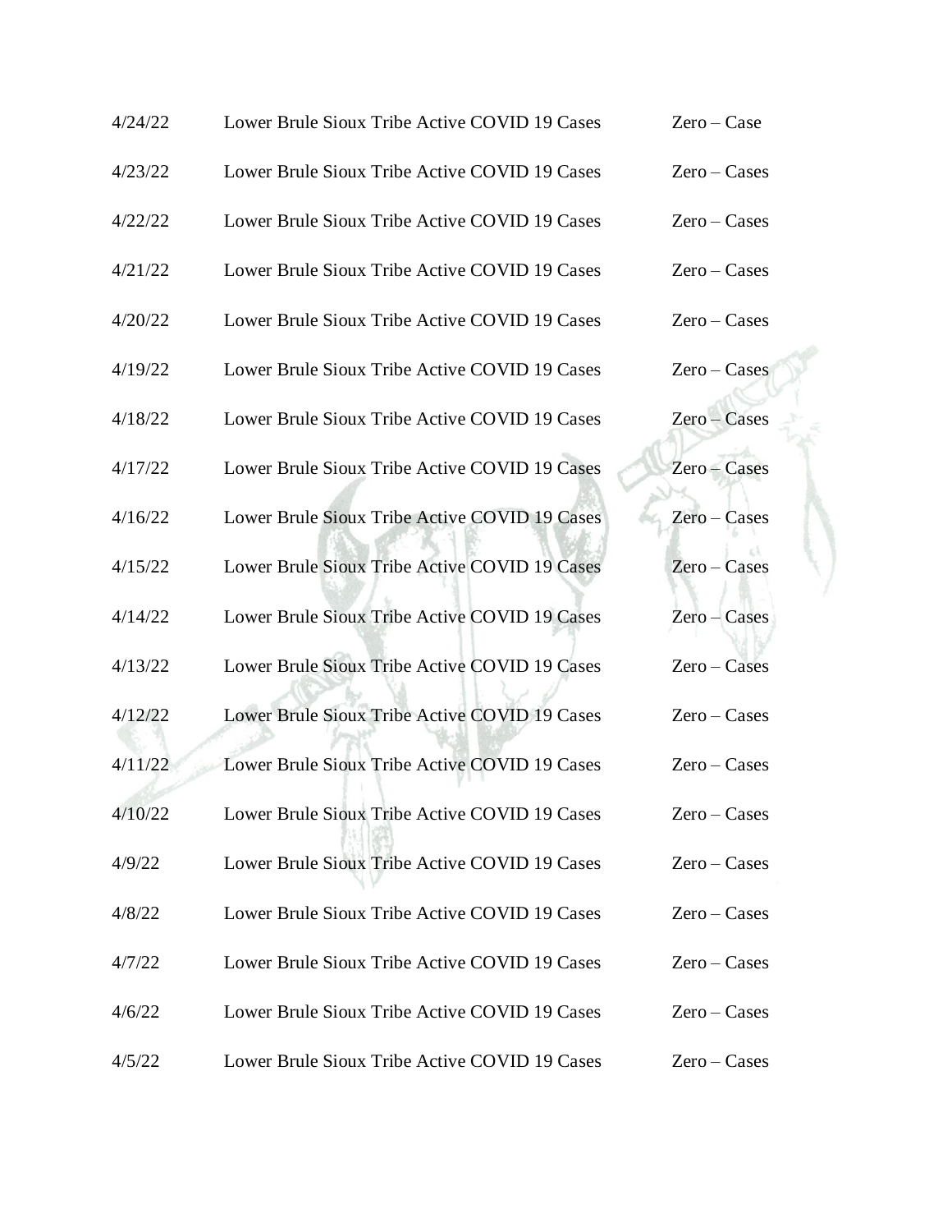4/24/22 Lower Brule Sioux Tribe Active COVID 19 Cases Zero – Case

4/23/22 Lower Brule Sioux Tribe Active COVID 19 Cases Zero – Cases

4/22/22 Lower Brule Sioux Tribe Active COVID 19 Cases Zero – Cases

4/21/22 Lower Brule Sioux Tribe Active COVID 19 Cases Zero – Cases

4/20/22 Lower Brule Sioux Tribe Active COVID 19 Cases Zero – Cases

4/19/22 Lower Brule Sioux Tribe Active COVID 19 Cases Zero – Cases

4/18/22 Lower Brule Sioux Tribe Active COVID 19 Cases Zero – Cases

4/17/22 Lower Brule Sioux Tribe Active COVID 19 Cases Zero – Cases

4/16/22 Lower Brule Sioux Tribe Active COVID 19 Cases Zero – Cases

4/15/22 Lower Brule Sioux Tribe Active COVID 19 Cases Zero – Cases

4/14/22 Lower Brule Sioux Tribe Active COVID 19 Cases Zero – Cases

4/13/22 Lower Brule Sioux Tribe Active COVID 19 Cases Zero – Cases

4/12/22 Lower Brule Sioux Tribe Active COVID 19 Cases Zero – Cases

4/11/22 Lower Brule Sioux Tribe Active COVID 19 Cases Zero – Cases

4/10/22 Lower Brule Sioux Tribe Active COVID 19 Cases Zero – Cases

4/9/22 Lower Brule Sioux Tribe Active COVID 19 Cases Zero – Cases

4/8/22 Lower Brule Sioux Tribe Active COVID 19 Cases Zero – Cases

4/7/22 Lower Brule Sioux Tribe Active COVID 19 Cases Zero – Cases

4/6/22 Lower Brule Sioux Tribe Active COVID 19 Cases Zero – Cases

4/5/22 Lower Brule Sioux Tribe Active COVID 19 Cases Zero – Cases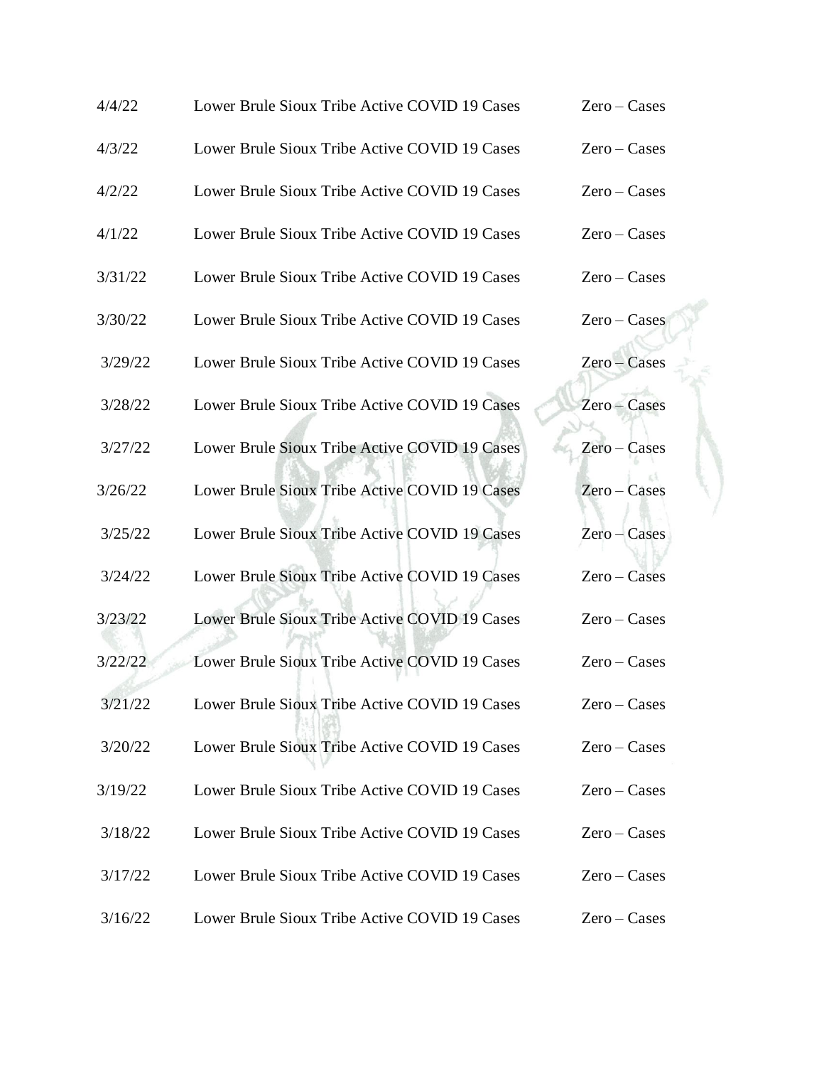| | | |
|---|---|---|
| 4/4/22 | Lower Brule Sioux Tribe Active COVID 19 Cases | Zero – Cases |
| 4/3/22 | Lower Brule Sioux Tribe Active COVID 19 Cases | Zero – Cases |
| 4/2/22 | Lower Brule Sioux Tribe Active COVID 19 Cases | Zero – Cases |
| 4/1/22 | Lower Brule Sioux Tribe Active COVID 19 Cases | Zero – Cases |
| 3/31/22 | Lower Brule Sioux Tribe Active COVID 19 Cases | Zero – Cases |
| 3/30/22 | Lower Brule Sioux Tribe Active COVID 19 Cases | Zero – Cases |
| 3/29/22 | Lower Brule Sioux Tribe Active COVID 19 Cases | Zero – Cases |
| 3/28/22 | Lower Brule Sioux Tribe Active COVID 19 Cases | Zero – Cases |
| 3/27/22 | Lower Brule Sioux Tribe Active COVID 19 Cases | Zero – Cases |
| 3/26/22 | Lower Brule Sioux Tribe Active COVID 19 Cases | Zero – Cases |
| 3/25/22 | Lower Brule Sioux Tribe Active COVID 19 Cases | Zero – Cases |
| 3/24/22 | Lower Brule Sioux Tribe Active COVID 19 Cases | Zero – Cases |
| 3/23/22 | Lower Brule Sioux Tribe Active COVID 19 Cases | Zero – Cases |
| 3/22/22 | Lower Brule Sioux Tribe Active COVID 19 Cases | Zero – Cases |
| 3/21/22 | Lower Brule Sioux Tribe Active COVID 19 Cases | Zero – Cases |
| 3/20/22 | Lower Brule Sioux Tribe Active COVID 19 Cases | Zero – Cases |
| 3/19/22 | Lower Brule Sioux Tribe Active COVID 19 Cases | Zero – Cases |
| 3/18/22 | Lower Brule Sioux Tribe Active COVID 19 Cases | Zero – Cases |
| 3/17/22 | Lower Brule Sioux Tribe Active COVID 19 Cases | Zero – Cases |
| 3/16/22 | Lower Brule Sioux Tribe Active COVID 19 Cases | Zero – Cases |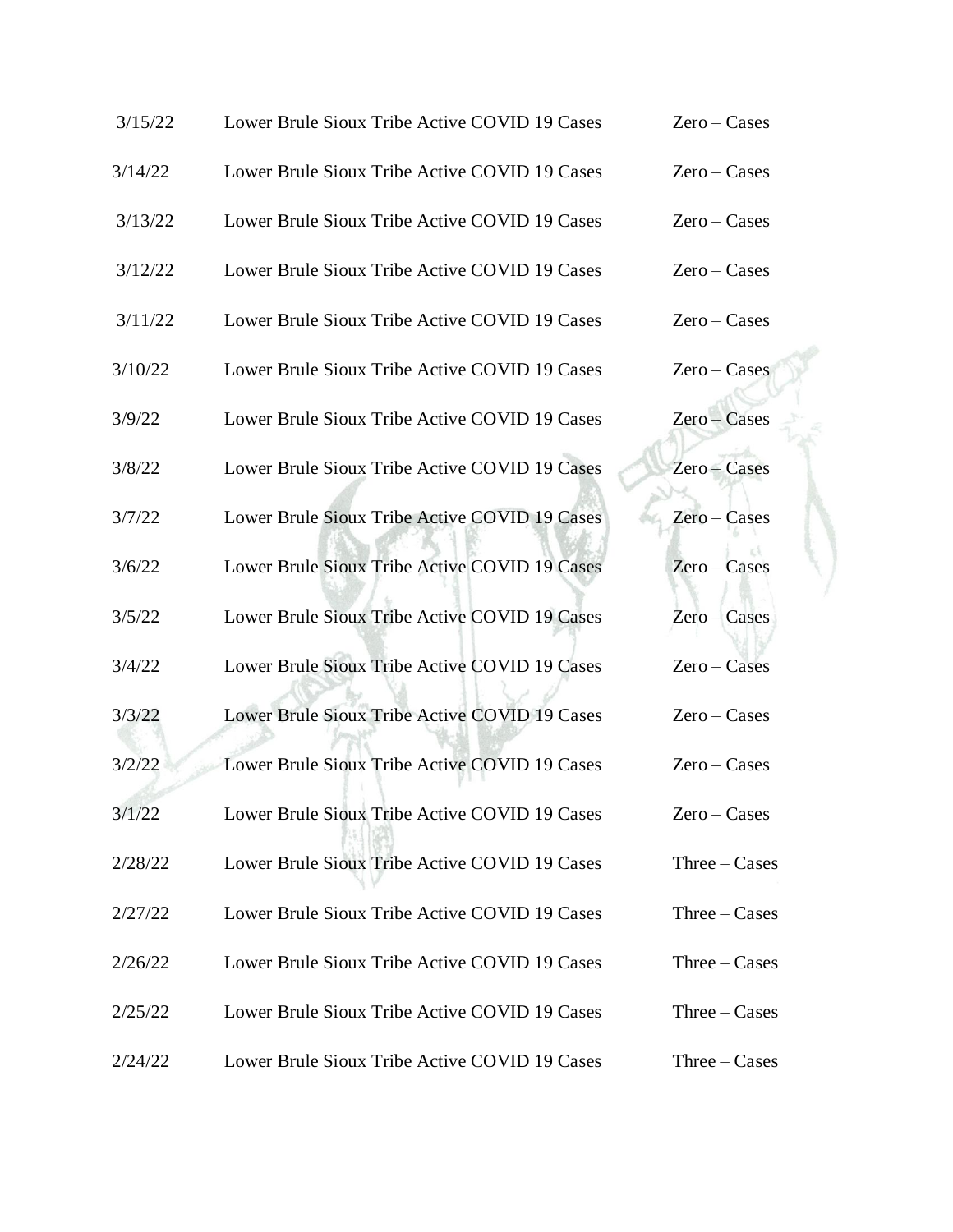| | | |
|---|---|---|
| 3/15/22 | Lower Brule Sioux Tribe Active COVID 19 Cases | Zero – Cases |
| 3/14/22 | Lower Brule Sioux Tribe Active COVID 19 Cases | Zero – Cases |
| 3/13/22 | Lower Brule Sioux Tribe Active COVID 19 Cases | Zero – Cases |
| 3/12/22 | Lower Brule Sioux Tribe Active COVID 19 Cases | Zero – Cases |
| 3/11/22 | Lower Brule Sioux Tribe Active COVID 19 Cases | Zero – Cases |
| 3/10/22 | Lower Brule Sioux Tribe Active COVID 19 Cases | Zero – Cases |
| 3/9/22 | Lower Brule Sioux Tribe Active COVID 19 Cases | Zero – Cases |
| 3/8/22 | Lower Brule Sioux Tribe Active COVID 19 Cases | Zero – Cases |
| 3/7/22 | Lower Brule Sioux Tribe Active COVID 19 Cases | Zero – Cases |
| 3/6/22 | Lower Brule Sioux Tribe Active COVID 19 Cases | Zero – Cases |
| 3/5/22 | Lower Brule Sioux Tribe Active COVID 19 Cases | Zero – Cases |
| 3/4/22 | Lower Brule Sioux Tribe Active COVID 19 Cases | Zero – Cases |
| 3/3/22 | Lower Brule Sioux Tribe Active COVID 19 Cases | Zero – Cases |
| 3/2/22 | Lower Brule Sioux Tribe Active COVID 19 Cases | Zero – Cases |
| 3/1/22 | Lower Brule Sioux Tribe Active COVID 19 Cases | Zero – Cases |
| 2/28/22 | Lower Brule Sioux Tribe Active COVID 19 Cases | Three – Cases |
| 2/27/22 | Lower Brule Sioux Tribe Active COVID 19 Cases | Three – Cases |
| 2/26/22 | Lower Brule Sioux Tribe Active COVID 19 Cases | Three – Cases |
| 2/25/22 | Lower Brule Sioux Tribe Active COVID 19 Cases | Three – Cases |
| 2/24/22 | Lower Brule Sioux Tribe Active COVID 19 Cases | Three – Cases |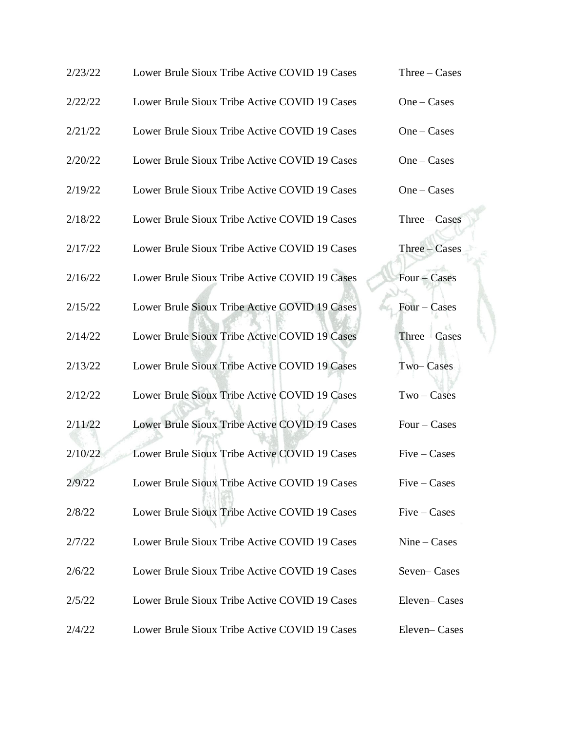| | | |
|---|---|---|
| 2/23/22 | Lower Brule Sioux Tribe Active COVID 19 Cases | Three – Cases |
| 2/22/22 | Lower Brule Sioux Tribe Active COVID 19 Cases | One – Cases |
| 2/21/22 | Lower Brule Sioux Tribe Active COVID 19 Cases | One – Cases |
| 2/20/22 | Lower Brule Sioux Tribe Active COVID 19 Cases | One – Cases |
| 2/19/22 | Lower Brule Sioux Tribe Active COVID 19 Cases | One – Cases |
| 2/18/22 | Lower Brule Sioux Tribe Active COVID 19 Cases | Three – Cases |
| 2/17/22 | Lower Brule Sioux Tribe Active COVID 19 Cases | Three – Cases |
| 2/16/22 | Lower Brule Sioux Tribe Active COVID 19 Cases | Four – Cases |
| 2/15/22 | Lower Brule Sioux Tribe Active COVID 19 Cases | Four – Cases |
| 2/14/22 | Lower Brule Sioux Tribe Active COVID 19 Cases | Three – Cases |
| 2/13/22 | Lower Brule Sioux Tribe Active COVID 19 Cases | Two– Cases |
| 2/12/22 | Lower Brule Sioux Tribe Active COVID 19 Cases | Two – Cases |
| 2/11/22 | Lower Brule Sioux Tribe Active COVID 19 Cases | Four – Cases |
| 2/10/22 | Lower Brule Sioux Tribe Active COVID 19 Cases | Five – Cases |
| 2/9/22 | Lower Brule Sioux Tribe Active COVID 19 Cases | Five – Cases |
| 2/8/22 | Lower Brule Sioux Tribe Active COVID 19 Cases | Five – Cases |
| 2/7/22 | Lower Brule Sioux Tribe Active COVID 19 Cases | Nine – Cases |
| 2/6/22 | Lower Brule Sioux Tribe Active COVID 19 Cases | Seven– Cases |
| 2/5/22 | Lower Brule Sioux Tribe Active COVID 19 Cases | Eleven– Cases |
| 2/4/22 | Lower Brule Sioux Tribe Active COVID 19 Cases | Eleven– Cases |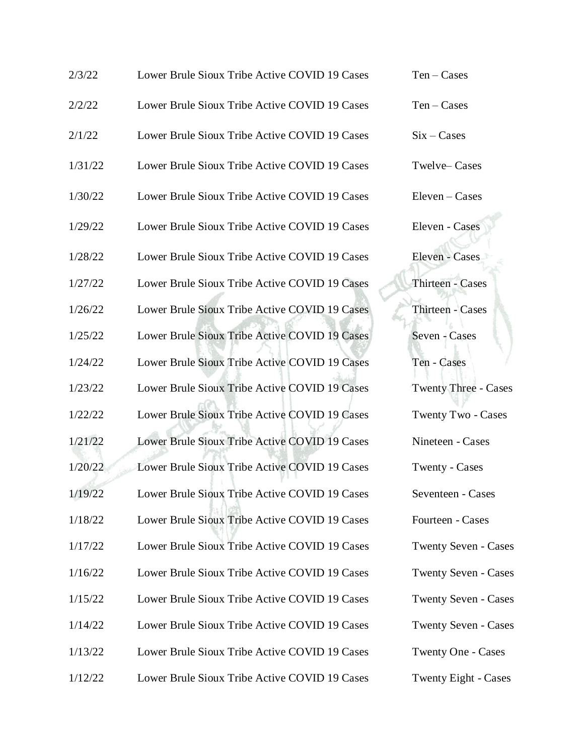| | | |
|---|---|---|
| 2/3/22 | Lower Brule Sioux Tribe Active COVID 19 Cases | Ten – Cases |
| 2/2/22 | Lower Brule Sioux Tribe Active COVID 19 Cases | Ten – Cases |
| 2/1/22 | Lower Brule Sioux Tribe Active COVID 19 Cases | Six – Cases |
| 1/31/22 | Lower Brule Sioux Tribe Active COVID 19 Cases | Twelve– Cases |
| 1/30/22 | Lower Brule Sioux Tribe Active COVID 19 Cases | Eleven – Cases |
| 1/29/22 | Lower Brule Sioux Tribe Active COVID 19 Cases | Eleven - Cases |
| 1/28/22 | Lower Brule Sioux Tribe Active COVID 19 Cases | Eleven - Cases |
| 1/27/22 | Lower Brule Sioux Tribe Active COVID 19 Cases | Thirteen - Cases |
| 1/26/22 | Lower Brule Sioux Tribe Active COVID 19 Cases | Thirteen - Cases |
| 1/25/22 | Lower Brule Sioux Tribe Active COVID 19 Cases | Seven - Cases |
| 1/24/22 | Lower Brule Sioux Tribe Active COVID 19 Cases | Ten - Cases |
| 1/23/22 | Lower Brule Sioux Tribe Active COVID 19 Cases | Twenty Three - Cases |
| 1/22/22 | Lower Brule Sioux Tribe Active COVID 19 Cases | Twenty Two - Cases |
| 1/21/22 | Lower Brule Sioux Tribe Active COVID 19 Cases | Nineteen - Cases |
| 1/20/22 | Lower Brule Sioux Tribe Active COVID 19 Cases | Twenty - Cases |
| 1/19/22 | Lower Brule Sioux Tribe Active COVID 19 Cases | Seventeen - Cases |
| 1/18/22 | Lower Brule Sioux Tribe Active COVID 19 Cases | Fourteen - Cases |
| 1/17/22 | Lower Brule Sioux Tribe Active COVID 19 Cases | Twenty Seven - Cases |
| 1/16/22 | Lower Brule Sioux Tribe Active COVID 19 Cases | Twenty Seven - Cases |
| 1/15/22 | Lower Brule Sioux Tribe Active COVID 19 Cases | Twenty Seven - Cases |
| 1/14/22 | Lower Brule Sioux Tribe Active COVID 19 Cases | Twenty Seven - Cases |
| 1/13/22 | Lower Brule Sioux Tribe Active COVID 19 Cases | Twenty One - Cases |
| 1/12/22 | Lower Brule Sioux Tribe Active COVID 19 Cases | Twenty Eight - Cases |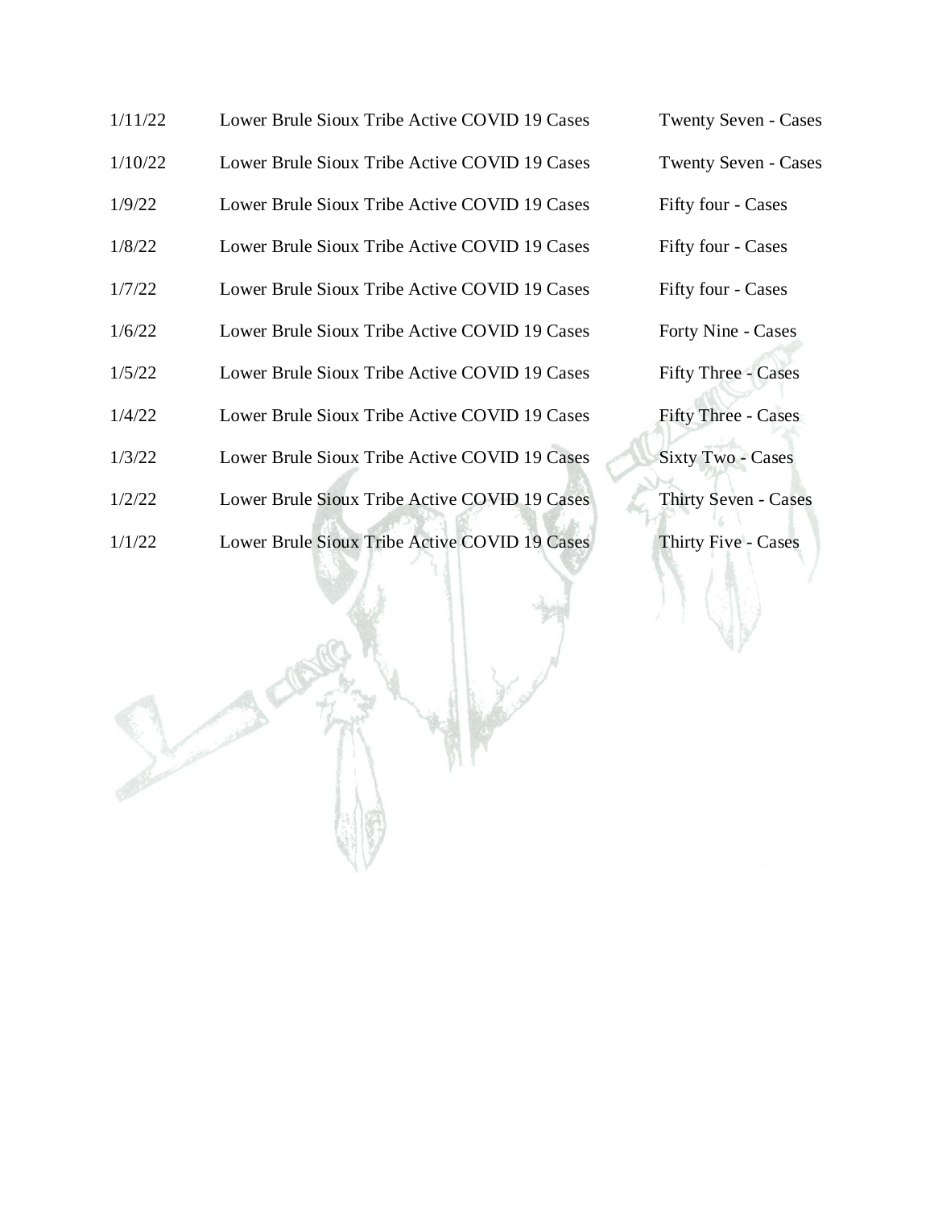| | | |
|---|---|---|
| 1/11/22 | Lower Brule Sioux Tribe Active COVID 19 Cases | Twenty Seven - Cases |
| 1/10/22 | Lower Brule Sioux Tribe Active COVID 19 Cases | Twenty Seven - Cases |
| 1/9/22 | Lower Brule Sioux Tribe Active COVID 19 Cases | Fifty four - Cases |
| 1/8/22 | Lower Brule Sioux Tribe Active COVID 19 Cases | Fifty four - Cases |
| 1/7/22 | Lower Brule Sioux Tribe Active COVID 19 Cases | Fifty four - Cases |
| 1/6/22 | Lower Brule Sioux Tribe Active COVID 19 Cases | Forty Nine - Cases |
| 1/5/22 | Lower Brule Sioux Tribe Active COVID 19 Cases | Fifty Three - Cases |
| 1/4/22 | Lower Brule Sioux Tribe Active COVID 19 Cases | Fifty Three - Cases |
| 1/3/22 | Lower Brule Sioux Tribe Active COVID 19 Cases | Sixty Two - Cases |
| 1/2/22 | Lower Brule Sioux Tribe Active COVID 19 Cases | Thirty Seven - Cases |
| 1/1/22 | Lower Brule Sioux Tribe Active COVID 19 Cases | Thirty Five - Cases |